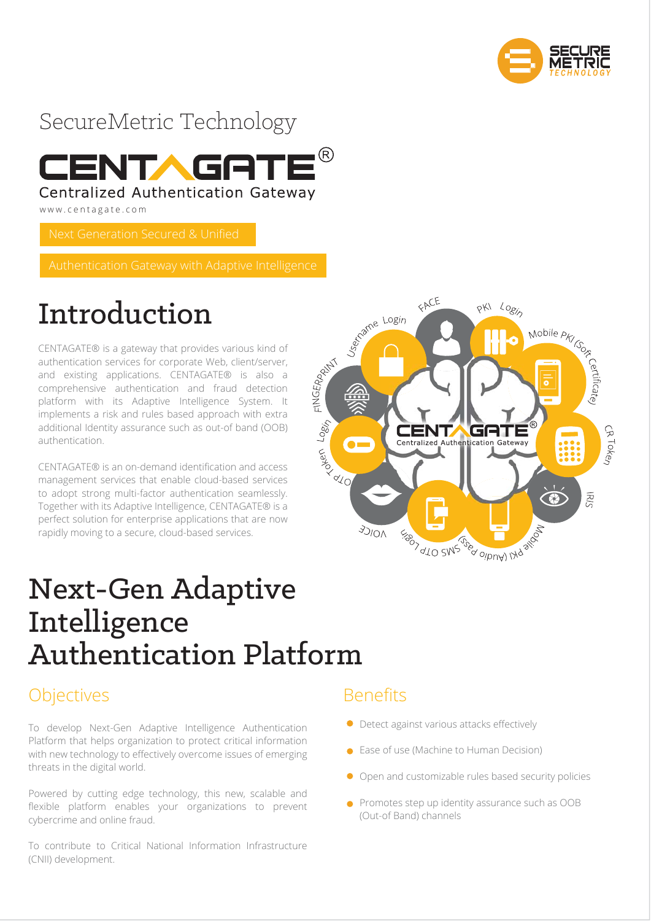SecureMetric Technology

# CENTAGATE®

Centralized Authentication Gateway

www.centagate.com

Next Generation Secured & Unified

Authentication Gateway with Adaptive Intelligence

# Introduction

CENTAGATE® is a gateway that provides various kind of authentication services for corporate Web, client/server, and existing applications. CENTAGATE® is also a comprehensive authentication and fraud detection platform with its Adaptive Intelligence System. It implements a risk and rules based approach with extra additional Identity assurance such as out-of band (OOB) authentication.

CENTAGATE® is an on-demand identification and access management services that enable cloud-based services to adopt strong multi-factor authentication seamlessly. Together with its Adaptive Intelligence, CENTAGATE® is a perfect solution for enterprise applications that are now rapidly moving to a secure, cloud-based services.

# Next-Gen Adaptive Intelligence Authentication Platform

## Objectives

To develop Next-Gen Adaptive Intelligence Authentication Platform that helps organization to protect critical information with new technology to effectively overcome issues of emerging threats in the digital world.

Powered by cutting edge technology, this new, scalable and flexible platform enables your organizations to prevent cybercrime and online fraud.

To contribute to Critical National Information Infrastructure (CNII) development.

## Benefits

- Detect against various attacks effectively
- Ease of use (Machine to Human Decision)
- Open and customizable rules based security policies
- Promotes step up identity assurance such as OOB (Out-of Band) channels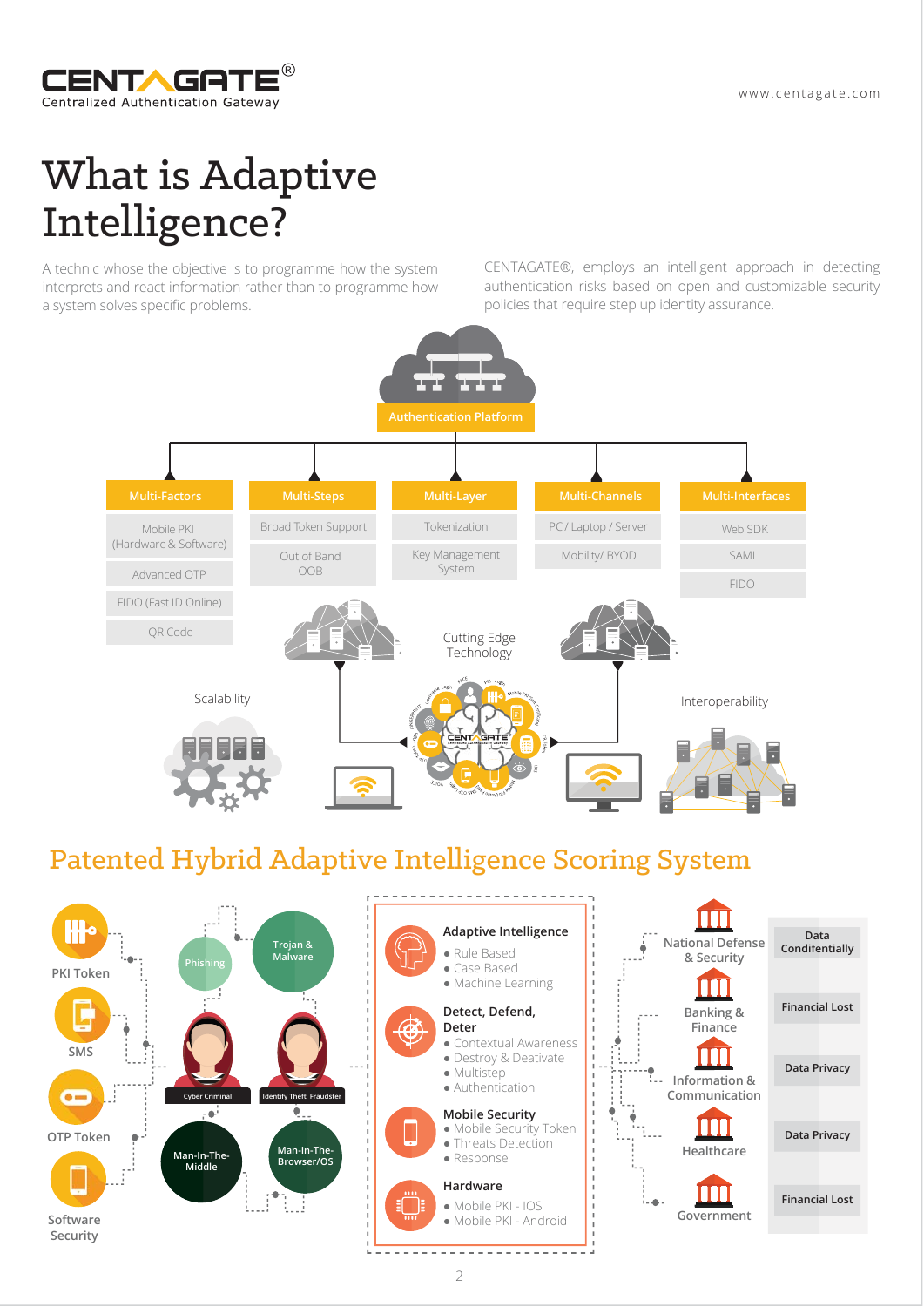# What is Adaptive Intelligence?

A technic whose the objective is to programme how the system interprets and react information rather than to programme how a system solves specific problems.

CENTAGATE®, employs an intelligent approach in detecting authentication risks based on open and customizable security policies that require step up identity assurance.

**Authentication Platform**

| Multi-Factors | Multi-Steps | Multi-Layer | Multi-Channels | Multi-Interfaces |
|---|---|---|---|---|
| Mobile PKI (Hardware & Software) | Broad Token Support | Tokenization | PC / Laptop / Server | Web SDK |
| Advanced OTP | Out of Band OOB | Key Management System | Mobility/ BYOD | SAML |
| FIDO (Fast ID Online) | | | | FIDO |
| QR Code | | | | |

Scalability

Cutting Edge Technology

Interoperability

## Patented Hybrid Adaptive Intelligence Scoring System

PKI Token

SMS

OTP Token

Software Security

Phishing

Trojan & Malware

Cyber Criminal

Identify Theft Fraudster

Man-In-The-Middle

Man-In-The-Browser/OS

**Adaptive Intelligence**
- Rule Based
- Case Based
- Machine Learning

**Detect, Defend, Deter**
- Contextual Awareness
- Destroy & Deactivate
- Multistep
- Authentication

**Mobile Security**
- Mobile Security Token
- Threats Detection
- Response

**Hardware**
- Mobile PKI - IOS
- Mobile PKI - Android

| Sector | Risk |
|---|---|
| National Defense & Security | Data Condifentially |
| Banking & Finance | Financial Lost |
| Information & Communication | Data Privacy |
| Healthcare | Data Privacy |
| Government | Financial Lost |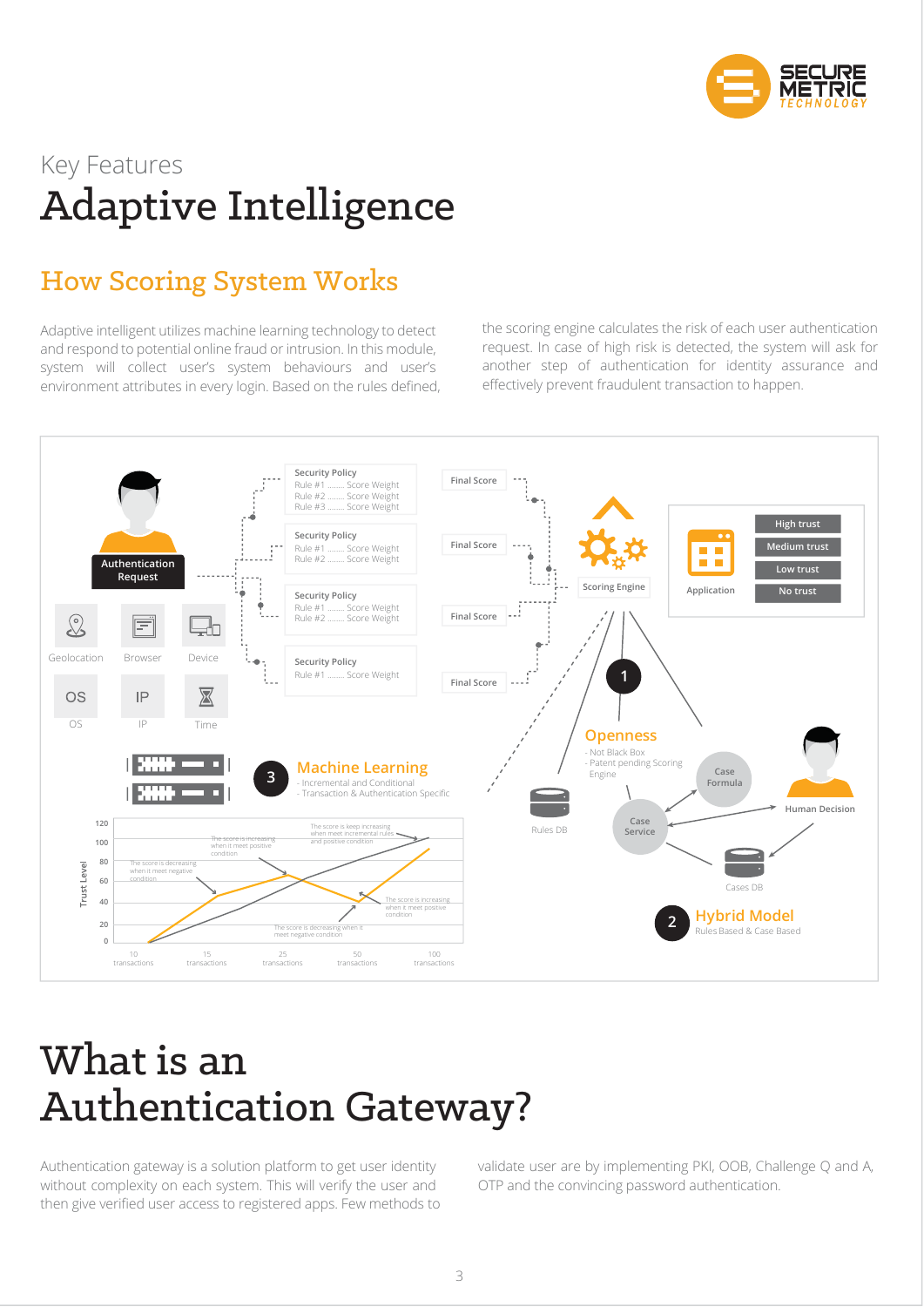Key Features

# Adaptive Intelligence

## How Scoring System Works

Adaptive intelligent utilizes machine learning technology to detect and respond to potential online fraud or intrusion. In this module, system will collect user's system behaviours and user's environment attributes in every login. Based on the rules defined, the scoring engine calculates the risk of each user authentication request. In case of high risk is detected, the system will ask for another step of authentication for identity assurance and effectively prevent fraudulent transaction to happen.

Authentication Request

Geolocation | Browser | Device | OS | IP | Time

Security Policy
Rule #1 ........ Score Weight
Rule #2 ........ Score Weight
Rule #3 ........ Score Weight

Security Policy
Rule #1 ........ Score Weight
Rule #2 ........ Score Weight

Security Policy
Rule #1 ........ Score Weight
Rule #2 ........ Score Weight

Security Policy
Rule #1 ........ Score Weight

Final Score | Final Score | Final Score | Final Score

Scoring Engine

Application: High trust | Medium trust | Low trust | No trust

**1 Openness**
- Not Black Box
- Patent pending Scoring Engine

Rules DB | Case Formula | Case Service | Human Decision | Cases DB

**2 Hybrid Model**
Rules Based & Case Based

**3 Machine Learning**
- Incremental and Conditional
- Transaction & Authentication Specific

Trust Level (0–120) vs. transactions (10, 15, 25, 50, 100):
- The score is decreasing when it meet negative condition
- The score is increasing when it meet positive condition
- The score is keep increasing when meet incremental rules and positive condition
- The score is increasing when it meet positive condition
- The score is decreasing when it meet negative condition

# What is an Authentication Gateway?

Authentication gateway is a solution platform to get user identity without complexity on each system. This will verify the user and then give verified user access to registered apps. Few methods to validate user are by implementing PKI, OOB, Challenge Q and A, OTP and the convincing password authentication.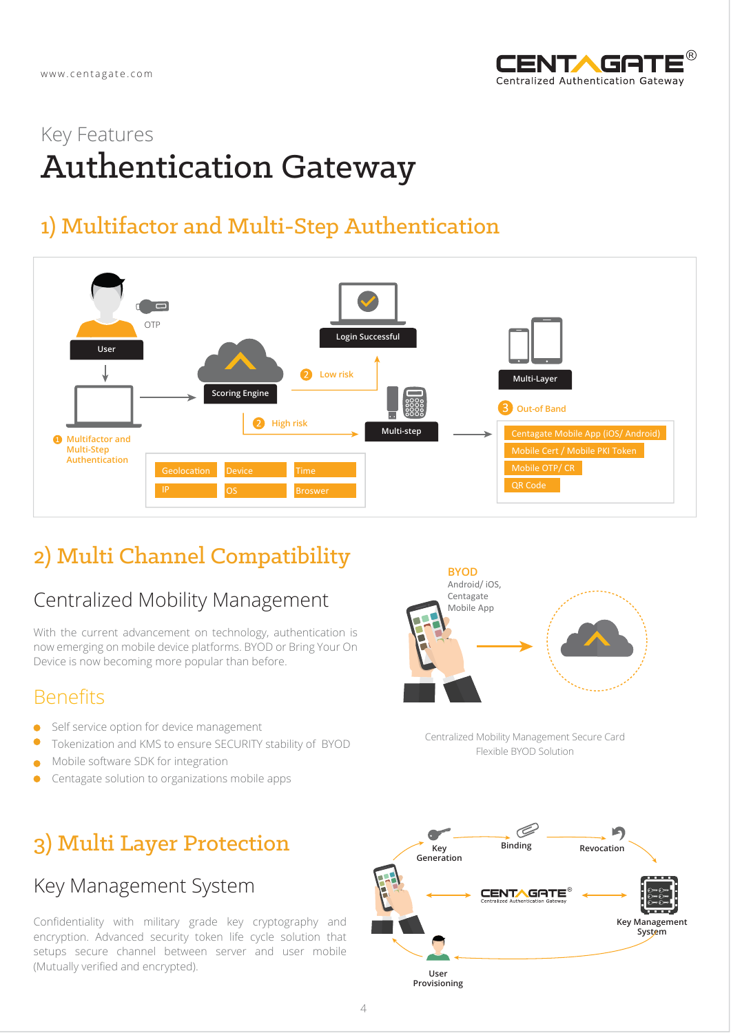www.centagate.com

# Key Features

# Authentication Gateway

## 1) Multifactor and Multi-Step Authentication

User

OTP

Login Successful

Scoring Engine

2 Low risk

2 High risk

Multi-step

Multi-Layer

3 Out-of Band

1 Multifactor and Multi-Step Authentication

Geolocation | Device | Time
IP | OS | Broswer

Centagate Mobile App (iOS/ Android)
Mobile Cert / Mobile PKI Token
Mobile OTP/ CR
QR Code

## 2) Multi Channel Compatibility

### Centralized Mobility Management

With the current advancement on technology, authentication is now emerging on mobile device platforms. BYOD or Bring Your On Device is now becoming more popular than before.

### Benefits

- Self service option for device management
- Tokenization and KMS to ensure SECURITY stability of BYOD
- Mobile software SDK for integration
- Centagate solution to organizations mobile apps

**BYOD**
Android/ iOS, Centagate Mobile App

Centralized Mobility Management Secure Card Flexible BYOD Solution

## 3) Multi Layer Protection

### Key Management System

Confidentiality with military grade key cryptography and encryption. Advanced security token life cycle solution that setups secure channel between server and user mobile (Mutually verified and encrypted).

Key Generation

Binding

Revocation

Key Management System

User Provisioning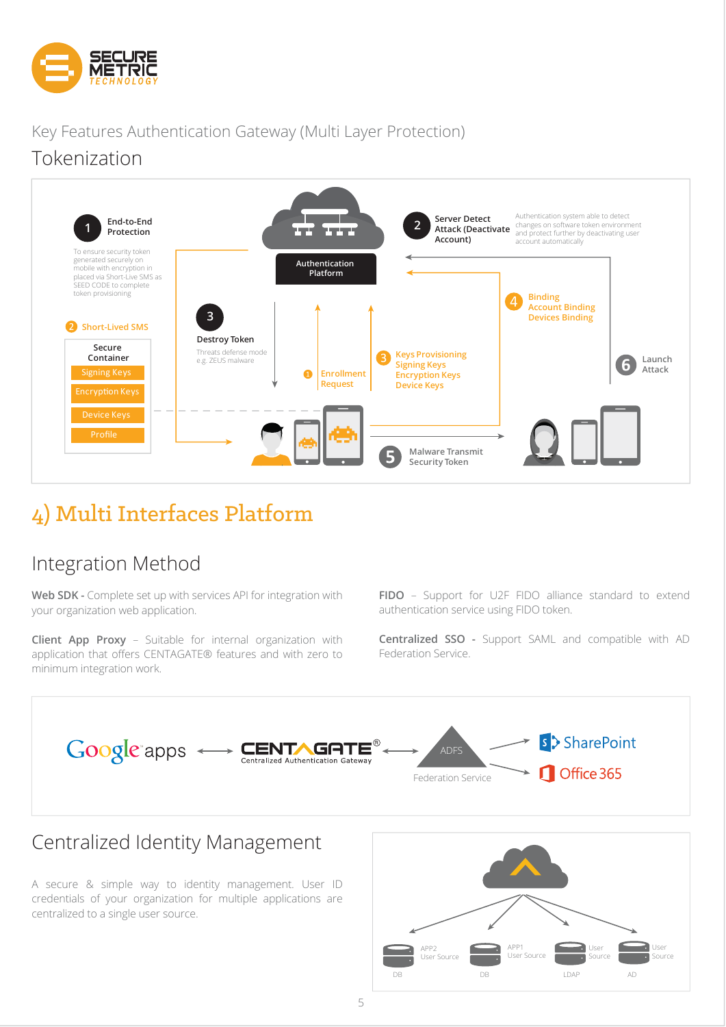Key Features Authentication Gateway (Multi Layer Protection)

## Tokenization

**1 End-to-End Protection**

To ensure security token generated securely on mobile with encryption in placed via Short-Live SMS as SEED CODE to complete token provisioning

**2 Short-Lived SMS**

Secure Container
- Signing Keys
- Encryption Keys
- Device Keys
- Profile

**Authentication Platform**

**2 Server Detect Attack (Deactivate Account)**

Authentication system able to detect changes on software token environment and protect further by deactivating user account automatically

**3 Destroy Token**

Threats defense mode e.g. ZEUS malware

**1 Enrollment Request**

**3 Keys Provisioning**
- Signing Keys
- Encryption Keys
- Device Keys

**4 Binding**
- Account Binding
- Devices Binding

**5 Malware Transmit Security Token**

**6 Launch Attack**

# 4) Multi Interfaces Platform

## Integration Method

**Web SDK -** Complete set up with services API for integration with your organization web application.

**Client App Proxy** – Suitable for internal organization with application that offers CENTAGATE® features and with zero to minimum integration work.

**FIDO** – Support for U2F FIDO alliance standard to extend authentication service using FIDO token.

**Centralized SSO -** Support SAML and compatible with AD Federation Service.

Google apps ⟷ CENTAGATE® Centralized Authentication Gateway ⟷ ADFS Federation Service → SharePoint, Office 365

## Centralized Identity Management

A secure & simple way to identity management. User ID credentials of your organization for multiple applications are centralized to a single user source.

- APP2 User Source (DB)
- APP1 User Source (DB)
- User Source (LDAP)
- User Source (AD)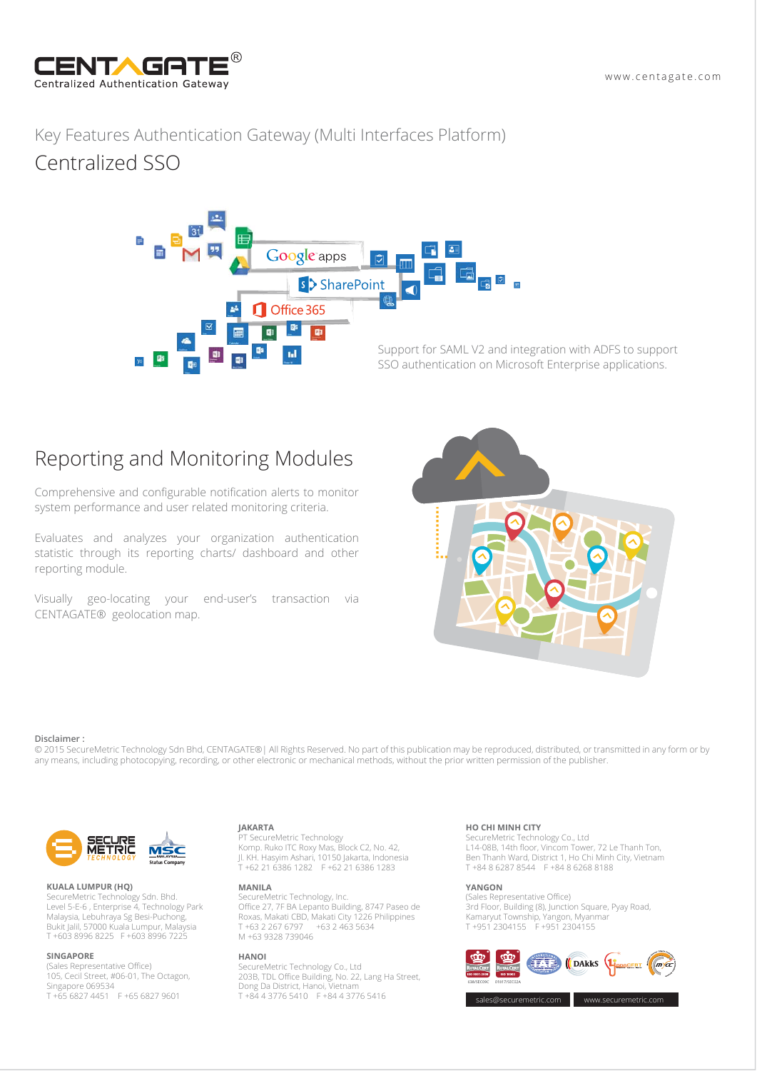# Key Features Authentication Gateway (Multi Interfaces Platform)

## Centralized SSO

Google apps

SharePoint

Office 365

Support for SAML V2 and integration with ADFS to support SSO authentication on Microsoft Enterprise applications.

## Reporting and Monitoring Modules

Comprehensive and configurable notification alerts to monitor system performance and user related monitoring criteria.

Evaluates and analyzes your organization authentication statistic through its reporting charts/ dashboard and other reporting module.

Visually geo-locating your end-user's transaction via CENTAGATE® geolocation map.

**Disclaimer :**

© 2015 SecureMetric Technology Sdn Bhd, CENTAGATE®| All Rights Reserved. No part of this publication may be reproduced, distributed, or transmitted in any form or by any means, including photocopying, recording, or other electronic or mechanical methods, without the prior written permission of the publisher.

**KUALA LUMPUR (HQ)**
SecureMetric Technology Sdn. Bhd.
Level 5-E-6 , Enterprise 4, Technology Park Malaysia, Lebuhraya Sg Besi-Puchong, Bukit Jalil, 57000 Kuala Lumpur, Malaysia
T +603 8996 8225 F +603 8996 7225

**SINGAPORE**
(Sales Representative Office)
105, Cecil Street, #06-01, The Octagon, Singapore 069534
T +65 6827 4451 F +65 6827 9601

**JAKARTA**
PT SecureMetric Technology
Komp. Ruko ITC Roxy Mas, Block C2, No. 42, Jl. KH. Hasyim Ashari, 10150 Jakarta, Indonesia
T +62 21 6386 1282 F +62 21 6386 1283

**MANILA**
SecureMetric Technology, Inc.
Office 27, 7F BA Lepanto Building, 8747 Paseo de Roxas, Makati CBD, Makati City 1226 Philippines
T +63 2 267 6797 +63 2 463 5634
M +63 9328 739046

**HANOI**
SecureMetric Technology Co., Ltd
203B, TDL Office Building, No. 22, Lang Ha Street, Dong Da District, Hanoi, Vietnam
T +84 4 3776 5410 F +84 4 3776 5416

**HO CHI MINH CITY**
SecureMetric Technology Co., Ltd
L14-08B, 14th floor, Vincom Tower, 72 Le Thanh Ton, Ben Thanh Ward, District 1, Ho Chi Minh City, Vietnam
T +84 8 6287 8544 F +84 8 6268 8188

**YANGON**
(Sales Representative Office)
3rd Floor, Building (8), Junction Square, Pyay Road, Kamaryut Township, Yangon, Myanmar
T +951 2304155 F +951 2304155

sales@securemetric.com www.securemetric.com